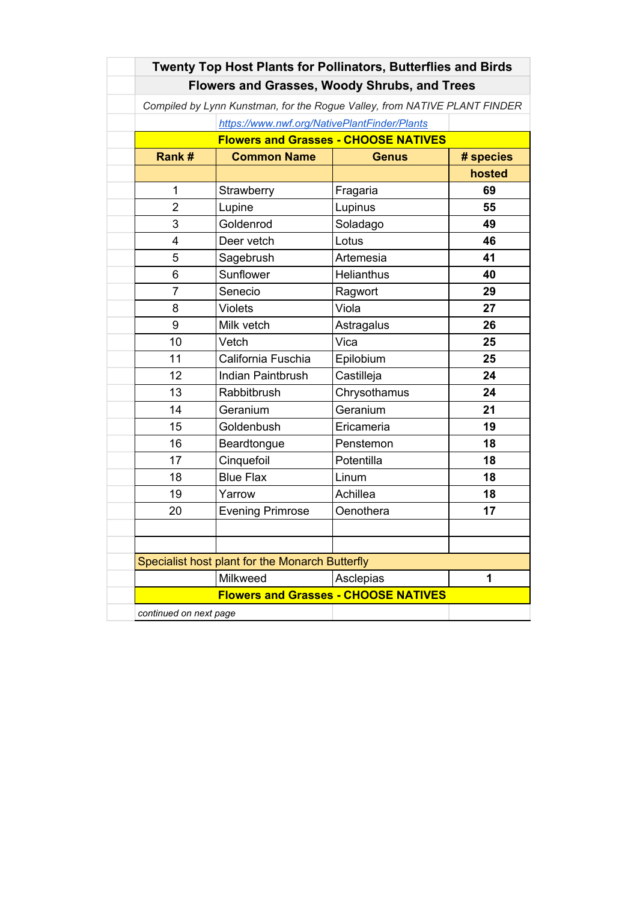# Twenty Top Host Plants for Pollinators, Butterflies and Birds

## Flowers and Grasses, Woody Shrubs, and Trees

*Compiled by Lynn Kunstman, for the Rogue Valley, from NATIVE PLANT FINDER*

[https://www.nwf.org/NativePlantFinder/Plants](https://www.nwf.org/NativePlantFinder/Plants)

### Flowers and Grasses - CHOOSE NATIVES

| Rank # | Common Name | Genus | # species hosted |
|---|---|---|---|
| 1 | Strawberry | Fragaria | **69** |
| 2 | Lupine | Lupinus | **55** |
| 3 | Goldenrod | Soladago | **49** |
| 4 | Deer vetch | Lotus | **46** |
| 5 | Sagebrush | Artemesia | **41** |
| 6 | Sunflower | Helianthus | **40** |
| 7 | Senecio | Ragwort | **29** |
| 8 | Violets | Viola | **27** |
| 9 | Milk vetch | Astragalus | **26** |
| 10 | Vetch | Vica | **25** |
| 11 | California Fuschia | Epilobium | **25** |
| 12 | Indian Paintbrush | Castilleja | **24** |
| 13 | Rabbitbrush | Chrysothamus | **24** |
| 14 | Geranium | Geranium | **21** |
| 15 | Goldenbush | Ericameria | **19** |
| 16 | Beardtongue | Penstemon | **18** |
| 17 | Cinquefoil | Potentilla | **18** |
| 18 | Blue Flax | Linum | **18** |
| 19 | Yarrow | Achillea | **18** |
| 20 | Evening Primrose | Oenothera | **17** |
| | | | |
| | | | |
| Specialist host plant for the Monarch Butterfly | | | |
| | Milkweed | Asclepias | **1** |

### Flowers and Grasses - CHOOSE NATIVES

*continued on next page*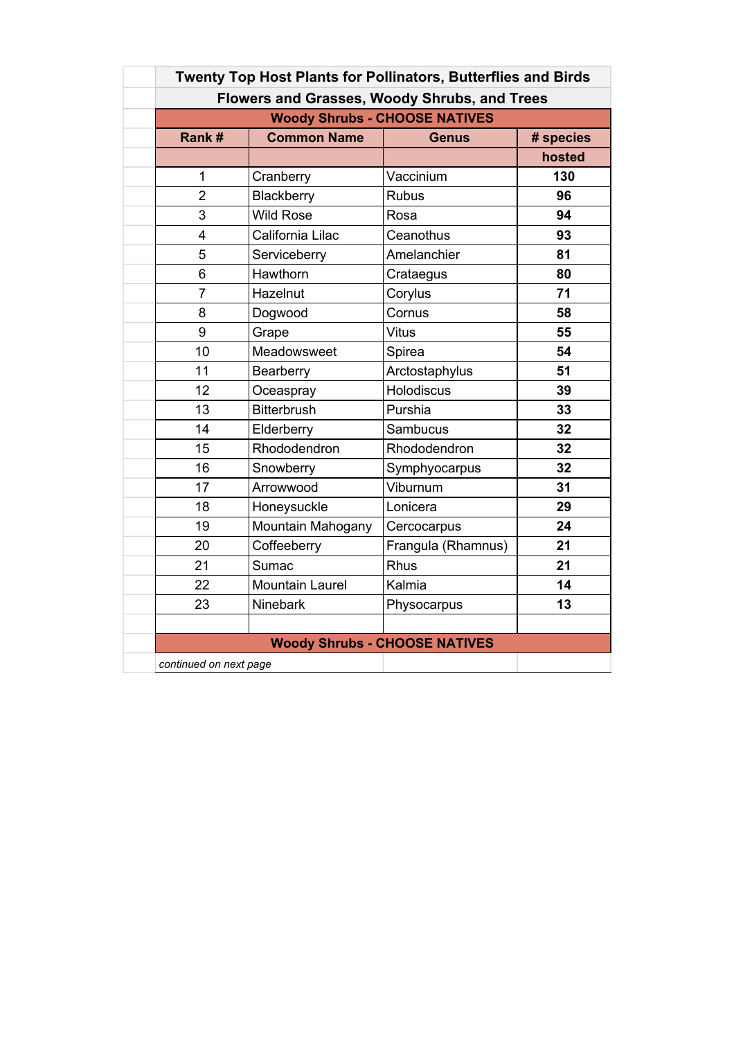## Twenty Top Host Plants for Pollinators, Butterflies and Birds

### Flowers and Grasses, Woody Shrubs, and Trees

| Woody Shrubs - CHOOSE NATIVES | | | |
|---|---|---|---|
| **Rank #** | **Common Name** | **Genus** | **# species hosted** |
| 1 | Cranberry | Vaccinium | **130** |
| 2 | Blackberry | Rubus | **96** |
| 3 | Wild Rose | Rosa | **94** |
| 4 | California Lilac | Ceanothus | **93** |
| 5 | Serviceberry | Amelanchier | **81** |
| 6 | Hawthorn | Crataegus | **80** |
| 7 | Hazelnut | Corylus | **71** |
| 8 | Dogwood | Cornus | **58** |
| 9 | Grape | Vitus | **55** |
| 10 | Meadowsweet | Spirea | **54** |
| 11 | Bearberry | Arctostaphylus | **51** |
| 12 | Oceaspray | Holodiscus | **39** |
| 13 | Bitterbrush | Purshia | **33** |
| 14 | Elderberry | Sambucus | **32** |
| 15 | Rhododendron | Rhododendron | **32** |
| 16 | Snowberry | Symphyocarpus | **32** |
| 17 | Arrowwood | Viburnum | **31** |
| 18 | Honeysuckle | Lonicera | **29** |
| 19 | Mountain Mahogany | Cercocarpus | **24** |
| 20 | Coffeeberry | Frangula (Rhamnus) | **21** |
| 21 | Sumac | Rhus | **21** |
| 22 | Mountain Laurel | Kalmia | **14** |
| 23 | Ninebark | Physocarpus | **13** |

**Woody Shrubs - CHOOSE NATIVES**

*continued on next page*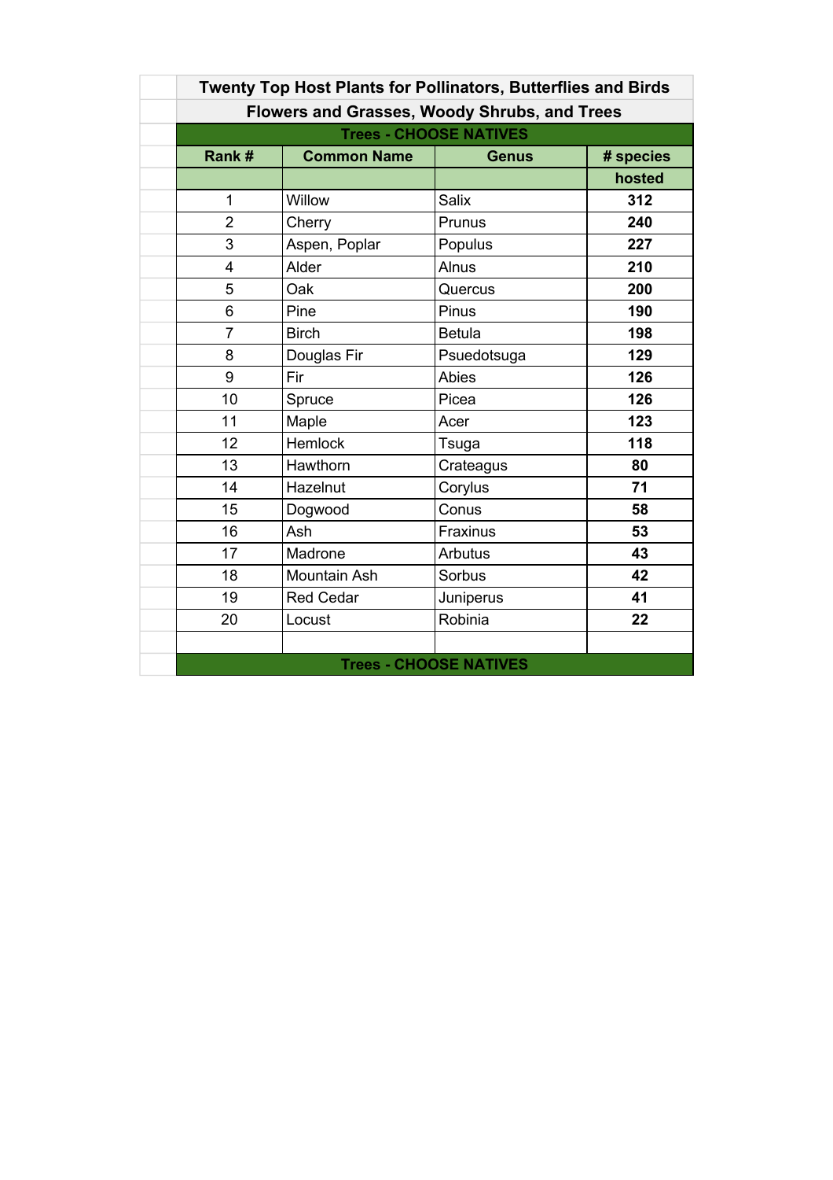# Twenty Top Host Plants for Pollinators, Butterflies and Birds

## Flowers and Grasses, Woody Shrubs, and Trees

### Trees - CHOOSE NATIVES

| Rank # | Common Name | Genus | # species hosted |
|---|---|---|---|
| 1 | Willow | Salix | **312** |
| 2 | Cherry | Prunus | **240** |
| 3 | Aspen, Poplar | Populus | **227** |
| 4 | Alder | Alnus | **210** |
| 5 | Oak | Quercus | **200** |
| 6 | Pine | Pinus | **190** |
| 7 | Birch | Betula | **198** |
| 8 | Douglas Fir | Psuedotsuga | **129** |
| 9 | Fir | Abies | **126** |
| 10 | Spruce | Picea | **126** |
| 11 | Maple | Acer | **123** |
| 12 | Hemlock | Tsuga | **118** |
| 13 | Hawthorn | Crateagus | **80** |
| 14 | Hazelnut | Corylus | **71** |
| 15 | Dogwood | Conus | **58** |
| 16 | Ash | Fraxinus | **53** |
| 17 | Madrone | Arbutus | **43** |
| 18 | Mountain Ash | Sorbus | **42** |
| 19 | Red Cedar | Juniperus | **41** |
| 20 | Locust | Robinia | **22** |

**Trees - CHOOSE NATIVES**